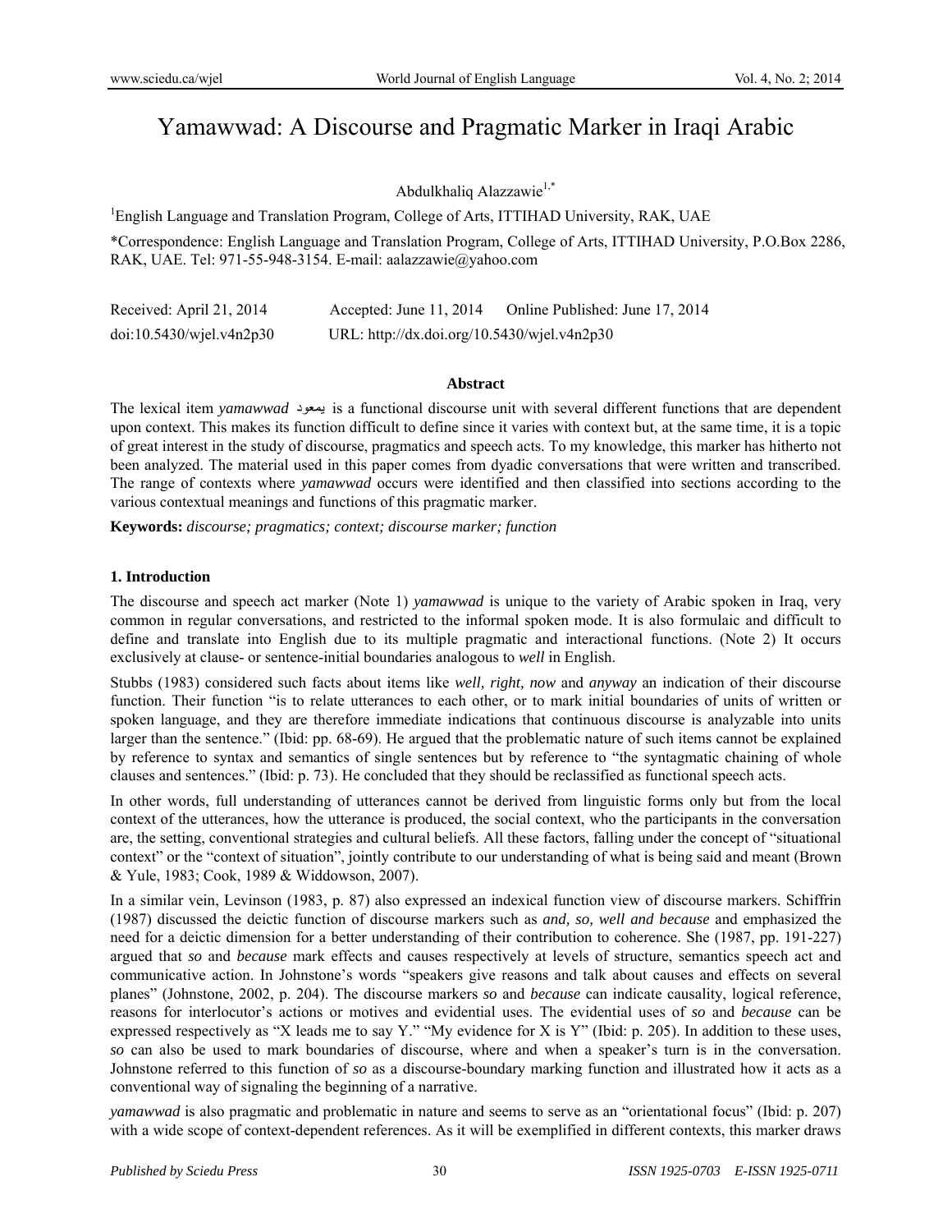# Yamawwad: A Discourse and Pragmatic Marker in Iraqi Arabic

Abdulkhaliq Alazzawie[1,*]

[1]English Language and Translation Program, College of Arts, ITTIHAD University, RAK, UAE

*Correspondence: English Language and Translation Program, College of Arts, ITTIHAD University, P.O.Box 2286, RAK, UAE. Tel: 971-55-948-3154. E-mail: aalazzawie@yahoo.com

Received: April 21, 2014 Accepted: June 11, 2014 Online Published: June 17, 2014

doi:10.5430/wjel.v4n2p30 URL: http://dx.doi.org/10.5430/wjel.v4n2p30

### Abstract

The lexical item *yamawwad* يمعود is a functional discourse unit with several different functions that are dependent upon context. This makes its function difficult to define since it varies with context but, at the same time, it is a topic of great interest in the study of discourse, pragmatics and speech acts. To my knowledge, this marker has hitherto not been analyzed. The material used in this paper comes from dyadic conversations that were written and transcribed. The range of contexts where *yamawwad* occurs were identified and then classified into sections according to the various contextual meanings and functions of this pragmatic marker.

**Keywords:** *discourse; pragmatics; context; discourse marker; function*

## 1. Introduction

The discourse and speech act marker (Note 1) *yamawwad* is unique to the variety of Arabic spoken in Iraq, very common in regular conversations, and restricted to the informal spoken mode. It is also formulaic and difficult to define and translate into English due to its multiple pragmatic and interactional functions. (Note 2) It occurs exclusively at clause- or sentence-initial boundaries analogous to *well* in English.

Stubbs (1983) considered such facts about items like *well, right, now* and *anyway* an indication of their discourse function. Their function "is to relate utterances to each other, or to mark initial boundaries of units of written or spoken language, and they are therefore immediate indications that continuous discourse is analyzable into units larger than the sentence." (Ibid: pp. 68-69). He argued that the problematic nature of such items cannot be explained by reference to syntax and semantics of single sentences but by reference to "the syntagmatic chaining of whole clauses and sentences." (Ibid: p. 73). He concluded that they should be reclassified as functional speech acts.

In other words, full understanding of utterances cannot be derived from linguistic forms only but from the local context of the utterances, how the utterance is produced, the social context, who the participants in the conversation are, the setting, conventional strategies and cultural beliefs. All these factors, falling under the concept of "situational context" or the "context of situation", jointly contribute to our understanding of what is being said and meant (Brown & Yule, 1983; Cook, 1989 & Widdowson, 2007).

In a similar vein, Levinson (1983, p. 87) also expressed an indexical function view of discourse markers. Schiffrin (1987) discussed the deictic function of discourse markers such as *and, so, well and because* and emphasized the need for a deictic dimension for a better understanding of their contribution to coherence. She (1987, pp. 191-227) argued that *so* and *because* mark effects and causes respectively at levels of structure, semantics speech act and communicative action. In Johnstone's words "speakers give reasons and talk about causes and effects on several planes" (Johnstone, 2002, p. 204). The discourse markers *so* and *because* can indicate causality, logical reference, reasons for interlocutor's actions or motives and evidential uses. The evidential uses of *so* and *because* can be expressed respectively as "X leads me to say Y." "My evidence for X is Y" (Ibid: p. 205). In addition to these uses, *so* can also be used to mark boundaries of discourse, where and when a speaker's turn is in the conversation. Johnstone referred to this function of *so* as a discourse-boundary marking function and illustrated how it acts as a conventional way of signaling the beginning of a narrative.

*yamawwad* is also pragmatic and problematic in nature and seems to serve as an "orientational focus" (Ibid: p. 207) with a wide scope of context-dependent references. As it will be exemplified in different contexts, this marker draws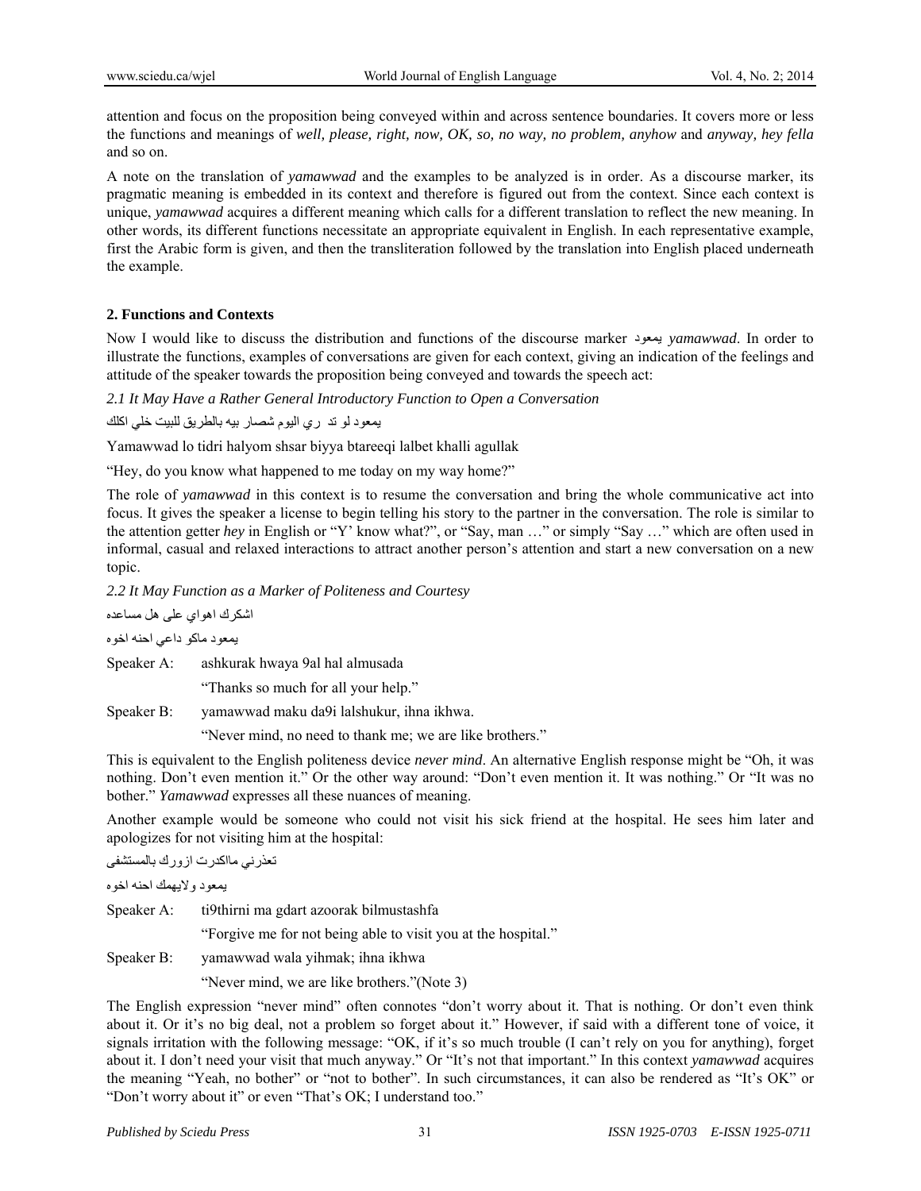attention and focus on the proposition being conveyed within and across sentence boundaries. It covers more or less the functions and meanings of *well, please, right, now, OK, so, no way, no problem, anyhow* and *anyway, hey fella* and so on.

A note on the translation of *yamawwad* and the examples to be analyzed is in order. As a discourse marker, its pragmatic meaning is embedded in its context and therefore is figured out from the context. Since each context is unique, *yamawwad* acquires a different meaning which calls for a different translation to reflect the new meaning. In other words, its different functions necessitate an appropriate equivalent in English. In each representative example, first the Arabic form is given, and then the transliteration followed by the translation into English placed underneath the example.

## 2. Functions and Contexts

Now I would like to discuss the distribution and functions of the discourse marker يمعود *yamawwad*. In order to illustrate the functions, examples of conversations are given for each context, giving an indication of the feelings and attitude of the speaker towards the proposition being conveyed and towards the speech act:

*2.1 It May Have a Rather General Introductory Function to Open a Conversation*

يمعود لو تدري اليوم شصار بيه بالطريق للبيت خلي اكلك

Yamawwad lo tidri halyom shsar biyya btareeqi lalbet khalli agullak

"Hey, do you know what happened to me today on my way home?"

The role of *yamawwad* in this context is to resume the conversation and bring the whole communicative act into focus. It gives the speaker a license to begin telling his story to the partner in the conversation. The role is similar to the attention getter *hey* in English or "Y' know what?", or "Say, man …" or simply "Say …" which are often used in informal, casual and relaxed interactions to attract another person's attention and start a new conversation on a new topic.

*2.2 It May Function as a Marker of Politeness and Courtesy*

اشكرك اهواي على هل مساعده

يمعود ماكو داعي احنه اخوه

Speaker A: ashkurak hwaya 9al hal almusada

"Thanks so much for all your help."

Speaker B: yamawwad maku da9i lalshukur, ihna ikhwa.

"Never mind, no need to thank me; we are like brothers."

This is equivalent to the English politeness device *never mind*. An alternative English response might be "Oh, it was nothing. Don't even mention it." Or the other way around: "Don't even mention it. It was nothing." Or "It was no bother." *Yamawwad* expresses all these nuances of meaning.

Another example would be someone who could not visit his sick friend at the hospital. He sees him later and apologizes for not visiting him at the hospital:

تعذرني مااكدرت ازورك بالمستشفى

يمعود ولايهمك احنه اخوه

Speaker A: ti9thirni ma gdart azoorak bilmustashfa

"Forgive me for not being able to visit you at the hospital."

Speaker B: yamawwad wala yihmak; ihna ikhwa

"Never mind, we are like brothers."(Note 3)

The English expression "never mind" often connotes "don't worry about it. That is nothing. Or don't even think about it. Or it's no big deal, not a problem so forget about it." However, if said with a different tone of voice, it signals irritation with the following message: "OK, if it's so much trouble (I can't rely on you for anything), forget about it. I don't need your visit that much anyway." Or "It's not that important." In this context *yamawwad* acquires the meaning "Yeah, no bother" or "not to bother". In such circumstances, it can also be rendered as "It's OK" or "Don't worry about it" or even "That's OK; I understand too."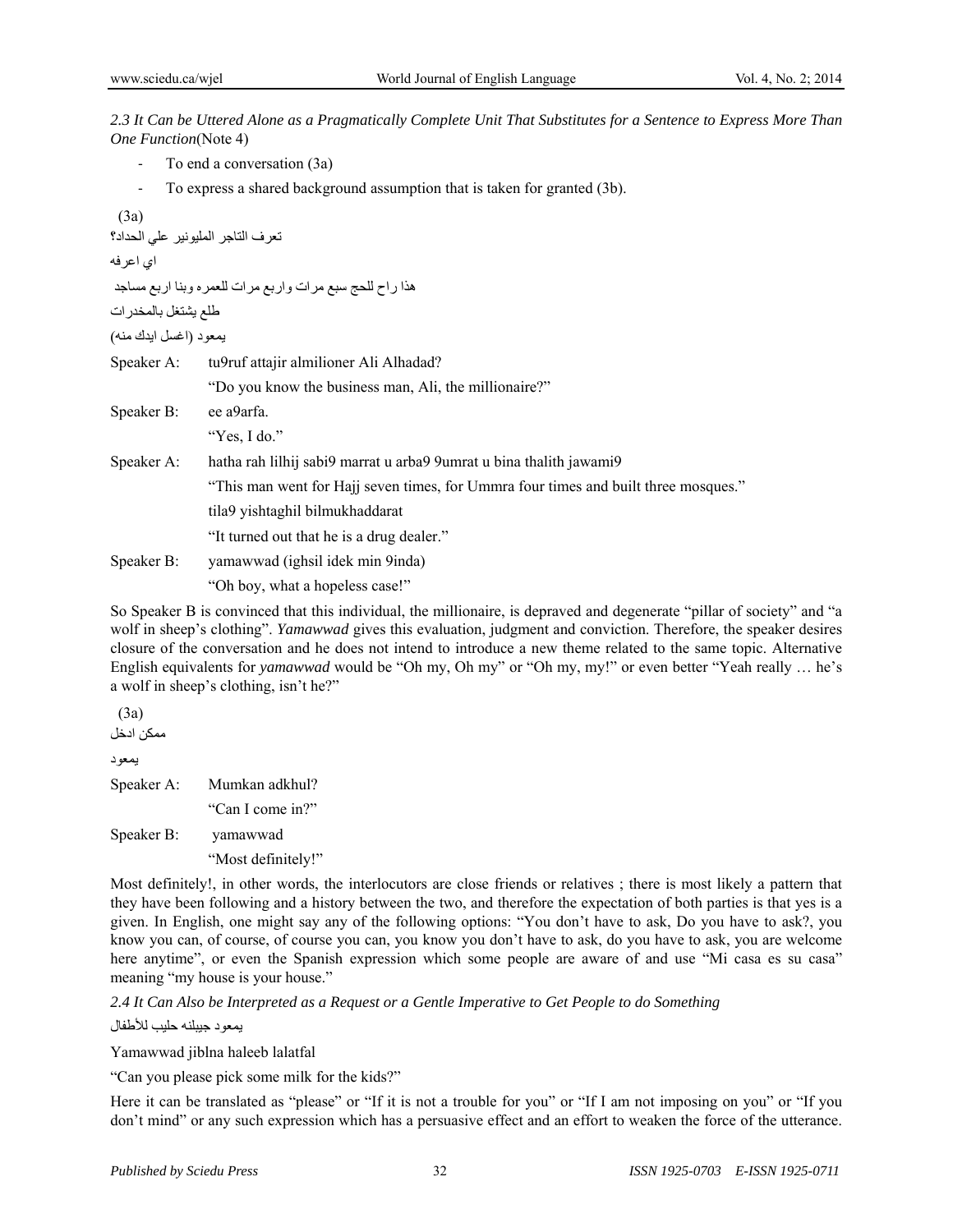*2.3 It Can be Uttered Alone as a Pragmatically Complete Unit That Substitutes for a Sentence to Express More Than One Function*(Note 4)

- To end a conversation (3a)
- To express a shared background assumption that is taken for granted (3b).

(3a)

تعرف التاجر المليونير علي الحداد؟

اي اعرفه

هذا راح للحج سبع مرات واربع مرات للعمره وبنا اربع مساجد

طلع يشتغل بالمخدرات

يمعود (اغسل ايدك منه)

| | |
|---|---|
| Speaker A: | tu9ruf attajir almilioner Ali Alhadad? |
| | "Do you know the business man, Ali, the millionaire?" |
| Speaker B: | ee a9arfa. |
| | "Yes, I do." |
| Speaker A: | hatha rah lilhij sabi9 marrat u arba9 9umrat u bina thalith jawami9 |
| | "This man went for Hajj seven times, for Ummra four times and built three mosques." |
| | tila9 yishtaghil bilmukhaddarat |
| | "It turned out that he is a drug dealer." |
| Speaker B: | yamawwad (ighsil idek min 9inda) |
| | "Oh boy, what a hopeless case!" |

So Speaker B is convinced that this individual, the millionaire, is depraved and degenerate "pillar of society" and "a wolf in sheep's clothing". *Yamawwad* gives this evaluation, judgment and conviction. Therefore, the speaker desires closure of the conversation and he does not intend to introduce a new theme related to the same topic. Alternative English equivalents for *yamawwad* would be "Oh my, Oh my" or "Oh my, my!" or even better "Yeah really … he's a wolf in sheep's clothing, isn't he?"

(3a)

ممكن ادخل

يمعود

| | |
|---|---|
| Speaker A: | Mumkan adkhul? |
| | "Can I come in?" |
| Speaker B: | yamawwad |
| | "Most definitely!" |

Most definitely!, in other words, the interlocutors are close friends or relatives ; there is most likely a pattern that they have been following and a history between the two, and therefore the expectation of both parties is that yes is a given. In English, one might say any of the following options: "You don't have to ask, Do you have to ask?, you know you can, of course, of course you can, you know you don't have to ask, do you have to ask, you are welcome here anytime", or even the Spanish expression which some people are aware of and use "Mi casa es su casa" meaning "my house is your house."

*2.4 It Can Also be Interpreted as a Request or a Gentle Imperative to Get People to do Something*

يمعود جيبلنه حليب للأطفال

Yamawwad jiblna haleeb lalatfal

"Can you please pick some milk for the kids?"

Here it can be translated as "please" or "If it is not a trouble for you" or "If I am not imposing on you" or "If you don't mind" or any such expression which has a persuasive effect and an effort to weaken the force of the utterance.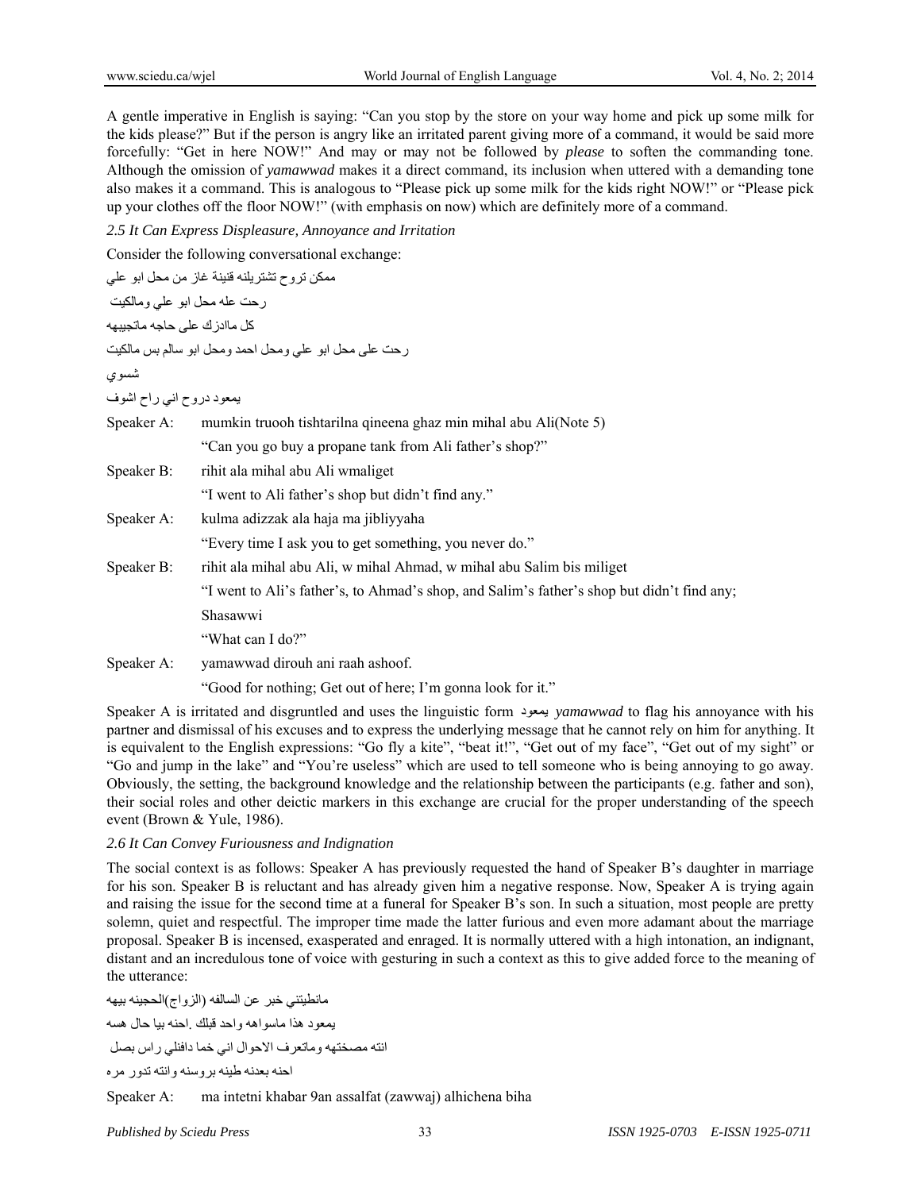A gentle imperative in English is saying: "Can you stop by the store on your way home and pick up some milk for the kids please?" But if the person is angry like an irritated parent giving more of a command, it would be said more forcefully: "Get in here NOW!" And may or may not be followed by *please* to soften the commanding tone. Although the omission of *yamawwad* makes it a direct command, its inclusion when uttered with a demanding tone also makes it a command. This is analogous to "Please pick up some milk for the kids right NOW!" or "Please pick up your clothes off the floor NOW!" (with emphasis on now) which are definitely more of a command.

### *2.5 It Can Express Displeasure, Annoyance and Irritation*

Consider the following conversational exchange:

ممكن تروح تشتريلنه قنينة غاز من محل ابو علي

رحت عله محل ابو علي ومالكيت

كل ماادزك على حاجه ماتجيبها

رحت على محل ابو علي ومحل احمد ومحل ابو سالم بس مالكيت

شسوي

يمعود دروح اني راح اشوف

Speaker A: mumkin truooh tishtarilna qineena ghaz min mihal abu Ali(Note 5)

"Can you go buy a propane tank from Ali father's shop?"

Speaker B: rihit ala mihal abu Ali wmaliget

"I went to Ali father's shop but didn't find any."

Speaker A: kulma adizzak ala haja ma jibliyyaha

"Every time I ask you to get something, you never do."

Speaker B: rihit ala mihal abu Ali, w mihal Ahmad, w mihal abu Salim bis miliget

"I went to Ali's father's, to Ahmad's shop, and Salim's father's shop but didn't find any;

Shasawwi

"What can I do?"

Speaker A: yamawwad dirouh ani raah ashoof.

"Good for nothing; Get out of here; I'm gonna look for it."

Speaker A is irritated and disgruntled and uses the linguistic form يمعود *yamawwad* to flag his annoyance with his partner and dismissal of his excuses and to express the underlying message that he cannot rely on him for anything. It is equivalent to the English expressions: "Go fly a kite", "beat it!", "Get out of my face", "Get out of my sight" or "Go and jump in the lake" and "You're useless" which are used to tell someone who is being annoying to go away. Obviously, the setting, the background knowledge and the relationship between the participants (e.g. father and son), their social roles and other deictic markers in this exchange are crucial for the proper understanding of the speech event (Brown & Yule, 1986).

### *2.6 It Can Convey Furiousness and Indignation*

The social context is as follows: Speaker A has previously requested the hand of Speaker B's daughter in marriage for his son. Speaker B is reluctant and has already given him a negative response. Now, Speaker A is trying again and raising the issue for the second time at a funeral for Speaker B's son. In such a situation, most people are pretty solemn, quiet and respectful. The improper time made the latter furious and even more adamant about the marriage proposal. Speaker B is incensed, exasperated and enraged. It is normally uttered with a high intonation, an indignant, distant and an incredulous tone of voice with gesturing in such a context as this to give added force to the meaning of the utterance:

مانطيتني خبر عن السالفه (الزواج)الحچينه بيهه

يمعود هذا ماسواهه واحد قبلك .احنه بيا حال هسه

انته مصختهه وماتعرف الاحوال اني خما دافنلي راس بصل

احنه بعدنه طينه بروسنه وانته تدور مره

Speaker A: ma intetni khabar 9an assalfat (zawwaj) alhichena biha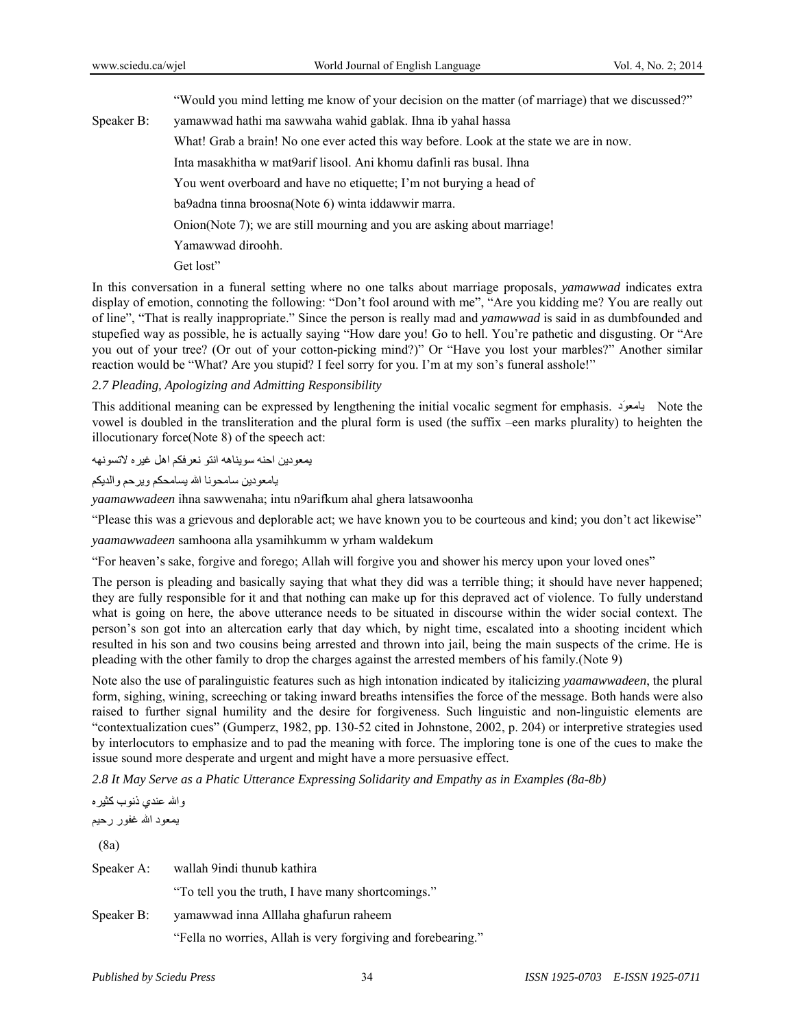"Would you mind letting me know of your decision on the matter (of marriage) that we discussed?"

Speaker B: yamawwad hathi ma sawwaha wahid gablak. Ihna ib yahal hassa

What! Grab a brain! No one ever acted this way before. Look at the state we are in now.

Inta masakhitha w mat9arif lisool. Ani khomu dafinli ras busal. Ihna

You went overboard and have no etiquette; I'm not burying a head of

ba9adna tinna broosna(Note 6) winta iddawwir marra.

Onion(Note 7); we are still mourning and you are asking about marriage!

Yamawwad diroohh.

Get lost"

In this conversation in a funeral setting where no one talks about marriage proposals, *yamawwad* indicates extra display of emotion, connoting the following: "Don't fool around with me", "Are you kidding me? You are really out of line", "That is really inappropriate." Since the person is really mad and *yamawwad* is said in as dumbfounded and stupefied way as possible, he is actually saying "How dare you! Go to hell. You're pathetic and disgusting. Or "Are you out of your tree? (Or out of your cotton-picking mind?)" Or "Have you lost your marbles?" Another similar reaction would be "What? Are you stupid? I feel sorry for you. I'm at my son's funeral asshole!"

*2.7 Pleading, Apologizing and Admitting Responsibility*

This additional meaning can be expressed by lengthening the initial vocalic segment for emphasis. يامعوَد Note the vowel is doubled in the transliteration and the plural form is used (the suffix –een marks plurality) to heighten the illocutionary force(Note 8) of the speech act:

يمعودين احنه سويناهه انتو نعرفكم اهل غيره لاتسونهه

يامعودين سامحونا الله يسامحكم ويرحم والديكم

*yaamawwadeen* ihna sawwenaha; intu n9arifkum ahal ghera latsawoonha

"Please this was a grievous and deplorable act; we have known you to be courteous and kind; you don't act likewise"

*yaamawwadeen* samhoona alla ysamihkumm w yrham waldekum

"For heaven's sake, forgive and forego; Allah will forgive you and shower his mercy upon your loved ones"

The person is pleading and basically saying that what they did was a terrible thing; it should have never happened; they are fully responsible for it and that nothing can make up for this depraved act of violence. To fully understand what is going on here, the above utterance needs to be situated in discourse within the wider social context. The person's son got into an altercation early that day which, by night time, escalated into a shooting incident which resulted in his son and two cousins being arrested and thrown into jail, being the main suspects of the crime. He is pleading with the other family to drop the charges against the arrested members of his family.(Note 9)

Note also the use of paralinguistic features such as high intonation indicated by italicizing *yaamawwadeen*, the plural form, sighing, wining, screeching or taking inward breaths intensifies the force of the message. Both hands were also raised to further signal humility and the desire for forgiveness. Such linguistic and non-linguistic elements are "contextualization cues" (Gumperz, 1982, pp. 130-52 cited in Johnstone, 2002, p. 204) or interpretive strategies used by interlocutors to emphasize and to pad the meaning with force. The imploring tone is one of the cues to make the issue sound more desperate and urgent and might have a more persuasive effect.

*2.8 It May Serve as a Phatic Utterance Expressing Solidarity and Empathy as in Examples (8a-8b)*

والله عندي ذنوب كثيره

يمعود الله غفور رحيم

(8a)

Speaker A: wallah 9indi thunub kathira

"To tell you the truth, I have many shortcomings."

Speaker B: yamawwad inna Alllaha ghafurun raheem

"Fella no worries, Allah is very forgiving and forebearing."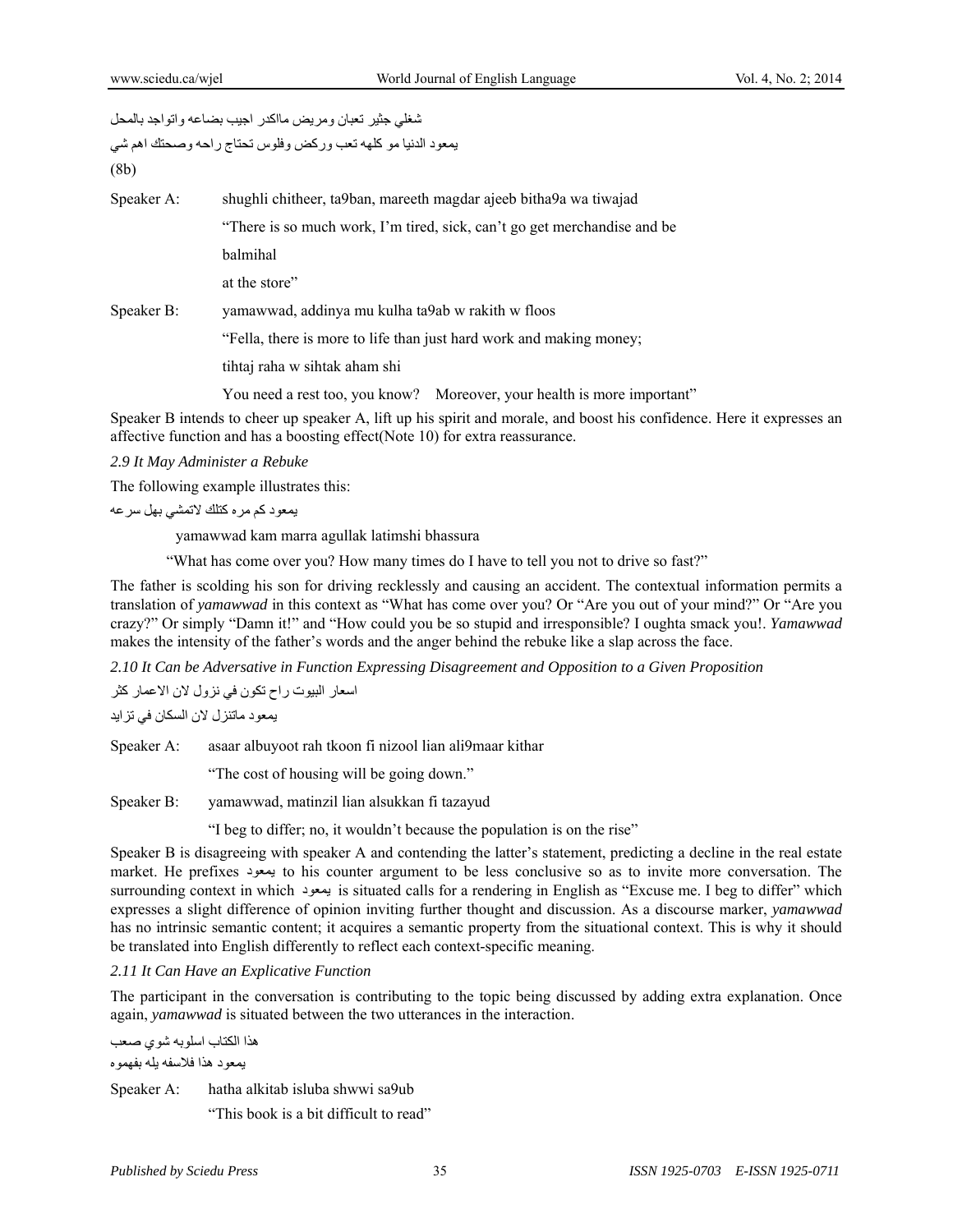شغلي جثير تعبان ومريض ماكدر اجيب بضاعه واتواجد بالمحل

يمعود الدنيا مو كلهه تعب وركض وفلوس تحتاج راحه وصحتك اهم شي

(8b)

Speaker A: shughli chitheer, ta9ban, mareeth magdar ajeeb bitha9a wa tiwajad

"There is so much work, I'm tired, sick, can't go get merchandise and be

balmihal

at the store"

Speaker B: yamawwad, addinya mu kulha ta9ab w rakith w floos

"Fella, there is more to life than just hard work and making money;

tihtaj raha w sihtak aham shi

You need a rest too, you know? Moreover, your health is more important"

Speaker B intends to cheer up speaker A, lift up his spirit and morale, and boost his confidence. Here it expresses an affective function and has a boosting effect(Note 10) for extra reassurance.

### *2.9 It May Administer a Rebuke*

The following example illustrates this:

يمعود كم مره كتلك لاتمشي بهل سرعه

yamawwad kam marra agullak latimshi bhassura

"What has come over you? How many times do I have to tell you not to drive so fast?"

The father is scolding his son for driving recklessly and causing an accident. The contextual information permits a translation of *yamawwad* in this context as "What has come over you? Or "Are you out of your mind?" Or "Are you crazy?" Or simply "Damn it!" and "How could you be so stupid and irresponsible? I oughta smack you!. *Yamawwad* makes the intensity of the father's words and the anger behind the rebuke like a slap across the face.

### *2.10 It Can be Adversative in Function Expressing Disagreement and Opposition to a Given Proposition*

اسعار البيوت راح تكون في نزول لان الاعمار كثر

يمعود ماتنزل لان السكان في تزايد

Speaker A: asaar albuyoot rah tkoon fi nizool lian ali9maar kithar

"The cost of housing will be going down."

Speaker B: yamawwad, matinzil lian alsukkan fi tazayud

"I beg to differ; no, it wouldn't because the population is on the rise"

Speaker B is disagreeing with speaker A and contending the latter's statement, predicting a decline in the real estate market. He prefixes يمعود to his counter argument to be less conclusive so as to invite more conversation. The surrounding context in which يمعود is situated calls for a rendering in English as "Excuse me. I beg to differ" which expresses a slight difference of opinion inviting further thought and discussion. As a discourse marker, *yamawwad* has no intrinsic semantic content; it acquires a semantic property from the situational context. This is why it should be translated into English differently to reflect each context-specific meaning.

### *2.11 It Can Have an Explicative Function*

The participant in the conversation is contributing to the topic being discussed by adding extra explanation. Once again, *yamawwad* is situated between the two utterances in the interaction.

هذا الكتاب اسلوبه شوي صعب

يمعود هذا فلاسفه يله بفهموه

Speaker A: hatha alkitab isluba shwwi sa9ub

"This book is a bit difficult to read"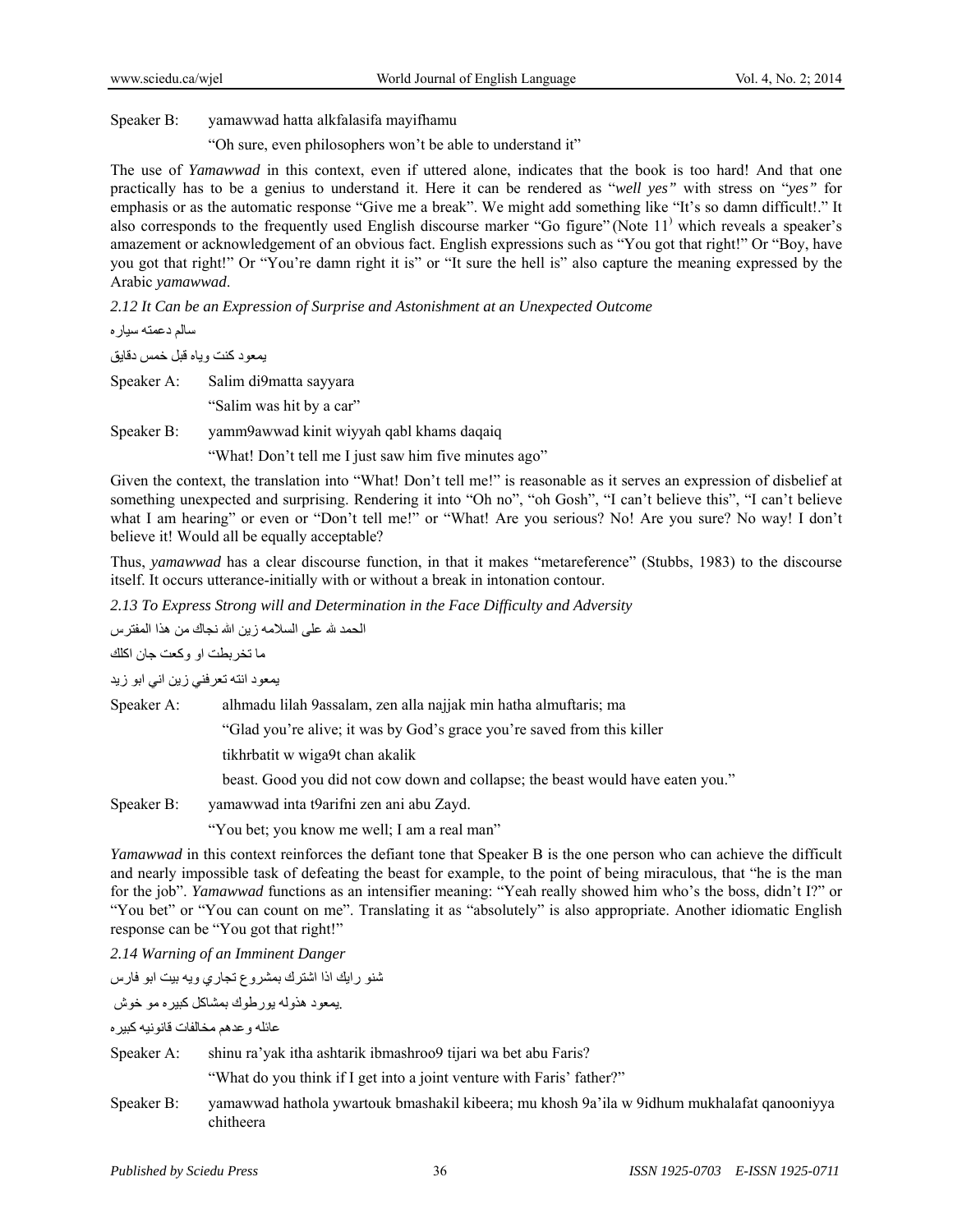Speaker B: yamawwad hatta alkfalasifa mayifhamu

"Oh sure, even philosophers won't be able to understand it"

The use of *Yamawwad* in this context, even if uttered alone, indicates that the book is too hard! And that one practically has to be a genius to understand it. Here it can be rendered as "*well yes"* with stress on "*yes"* for emphasis or as the automatic response "Give me a break". We might add something like "It's so damn difficult!." It also corresponds to the frequently used English discourse marker "Go figure" (Note 11) which reveals a speaker's amazement or acknowledgement of an obvious fact. English expressions such as "You got that right!" Or "Boy, have you got that right!" Or "You're damn right it is" or "It sure the hell is" also capture the meaning expressed by the Arabic *yamawwad*.

*2.12 It Can be an Expression of Surprise and Astonishment at an Unexpected Outcome*

سالم دعمته سياره

يمعود كنت وياه قبل خمس دقايق

Speaker A: Salim di9matta sayyara

"Salim was hit by a car"

Speaker B: yamm9awwad kinit wiyyah qabl khams daqaiq

"What! Don't tell me I just saw him five minutes ago"

Given the context, the translation into "What! Don't tell me!" is reasonable as it serves an expression of disbelief at something unexpected and surprising. Rendering it into "Oh no", "oh Gosh", "I can't believe this", "I can't believe what I am hearing" or even or "Don't tell me!" or "What! Are you serious? No! Are you sure? No way! I don't believe it! Would all be equally acceptable?

Thus, *yamawwad* has a clear discourse function, in that it makes "metareference" (Stubbs, 1983) to the discourse itself. It occurs utterance-initially with or without a break in intonation contour.

*2.13 To Express Strong will and Determination in the Face Difficulty and Adversity*

الحمد لله على السلامه زين الله نجاك من هذا المفترس

ما تخربطت او وكعت جان اكلك

يمعود انته تعرفني زين اني ابو زيد

Speaker A: alhmadu lilah 9assalam, zen alla najjak min hatha almuftaris; ma

"Glad you're alive; it was by God's grace you're saved from this killer

tikhrbatit w wiga9t chan akalik

beast. Good you did not cow down and collapse; the beast would have eaten you."

Speaker B: yamawwad inta t9arifni zen ani abu Zayd.

"You bet; you know me well; I am a real man"

*Yamawwad* in this context reinforces the defiant tone that Speaker B is the one person who can achieve the difficult and nearly impossible task of defeating the beast for example, to the point of being miraculous, that "he is the man for the job". *Yamawwad* functions as an intensifier meaning: "Yeah really showed him who's the boss, didn't I?" or "You bet" or "You can count on me". Translating it as "absolutely" is also appropriate. Another idiomatic English response can be "You got that right!"

*2.14 Warning of an Imminent Danger*

شنو رايك اذا اشترك بمشروع تجاري ويه بيت ابو فارس

.يمعود هذوله يورطوك بمشاكل كبيره مو خوش

عائله وعدهم مخالفات قانونيه كبيره

Speaker A: shinu ra'yak itha ashtarik ibmashroo9 tijari wa bet abu Faris?

"What do you think if I get into a joint venture with Faris' father?"

Speaker B: yamawwad hathola ywartouk bmashakil kibeera; mu khosh 9a'ila w 9idhum mukhalafat qanooniyya chitheera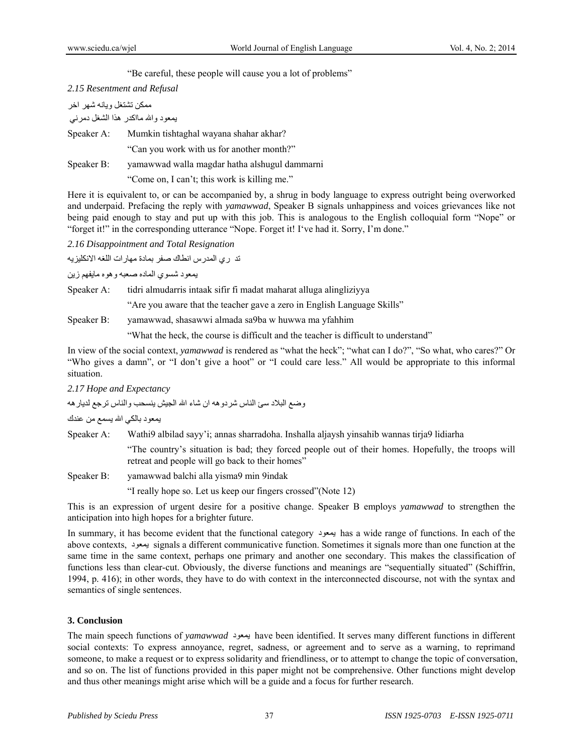"Be careful, these people will cause you a lot of problems"

*2.15 Resentment and Refusal*

ممكن تشتغل ويانه شهر اخر

يمعود والله مااكدر هذا الشغل دمرني

Speaker A: Mumkin tishtaghal wayana shahar akhar?

"Can you work with us for another month?"

Speaker B: yamawwad walla magdar hatha alshugul dammarni

"Come on, I can't; this work is killing me."

Here it is equivalent to, or can be accompanied by, a shrug in body language to express outright being overworked and underpaid. Prefacing the reply with *yamawwad*, Speaker B signals unhappiness and voices grievances like not being paid enough to stay and put up with this job. This is analogous to the English colloquial form "Nope" or "forget it!" in the corresponding utterance "Nope. Forget it! I've had it. Sorry, I'm done."

*2.16 Disappointment and Total Resignation*

تدري المدرس انطاك صفر بمادة مهارات اللغه الانكليزيه

يمعود شسوي الماده صعبه وهوه مايفهم زين

Speaker A: tidri almudarris intaak sifir fi madat maharat alluga alingliziyya

"Are you aware that the teacher gave a zero in English Language Skills"

Speaker B: yamawwad, shasawwi almada sa9ba w huwwa ma yfahhim

"What the heck, the course is difficult and the teacher is difficult to understand"

In view of the social context, *yamawwad* is rendered as "what the heck"; "what can I do?", "So what, who cares?" Or "Who gives a damn", or "I don't give a hoot" or "I could care less." All would be appropriate to this informal situation.

*2.17 Hope and Expectancy*

وضع البلاد سئ الناس شردوهه ان شاء الله الجيش ينسحب والناس ترجع لديارهه

يمعود بالكي الله يسمع من عندك

Speaker A: Wathi9 albilad sayy'i; annas sharradoha. Inshalla aljaysh yinsahib wannas tirja9 lidiarha

"The country's situation is bad; they forced people out of their homes. Hopefully, the troops will retreat and people will go back to their homes"

Speaker B: yamawwad balchi alla yisma9 min 9indak

"I really hope so. Let us keep our fingers crossed"(Note 12)

This is an expression of urgent desire for a positive change. Speaker B employs *yamawwad* to strengthen the anticipation into high hopes for a brighter future.

In summary, it has become evident that the functional category يمعود has a wide range of functions. In each of the above contexts, يمعود signals a different communicative function. Sometimes it signals more than one function at the same time in the same context, perhaps one primary and another one secondary. This makes the classification of functions less than clear-cut. Obviously, the diverse functions and meanings are "sequentially situated" (Schiffrin, 1994, p. 416); in other words, they have to do with context in the interconnected discourse, not with the syntax and semantics of single sentences.

## 3. Conclusion

The main speech functions of *yamawwad* يمعود have been identified. It serves many different functions in different social contexts: To express annoyance, regret, sadness, or agreement and to serve as a warning, to reprimand someone, to make a request or to express solidarity and friendliness, or to attempt to change the topic of conversation, and so on. The list of functions provided in this paper might not be comprehensive. Other functions might develop and thus other meanings might arise which will be a guide and a focus for further research.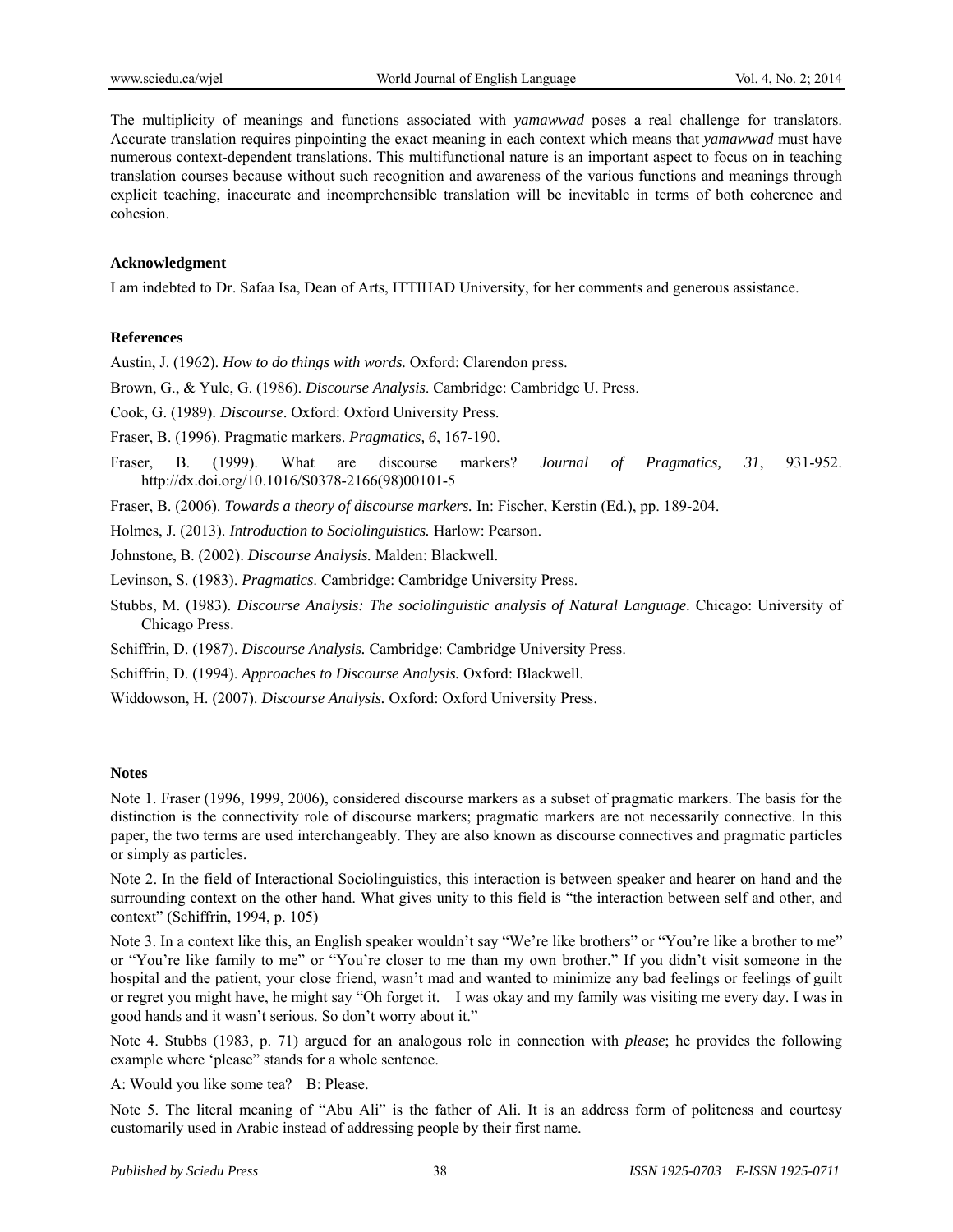The multiplicity of meanings and functions associated with *yamawwad* poses a real challenge for translators. Accurate translation requires pinpointing the exact meaning in each context which means that *yamawwad* must have numerous context-dependent translations. This multifunctional nature is an important aspect to focus on in teaching translation courses because without such recognition and awareness of the various functions and meanings through explicit teaching, inaccurate and incomprehensible translation will be inevitable in terms of both coherence and cohesion.

### Acknowledgment

I am indebted to Dr. Safaa Isa, Dean of Arts, ITTIHAD University, for her comments and generous assistance.

### References

Austin, J. (1962). *How to do things with words.* Oxford: Clarendon press.

Brown, G., & Yule, G. (1986). *Discourse Analysis*. Cambridge: Cambridge U. Press.

Cook, G. (1989). *Discourse*. Oxford: Oxford University Press.

Fraser, B. (1996). Pragmatic markers. *Pragmatics, 6*, 167-190.

Fraser, B. (1999). What are discourse markers? *Journal of Pragmatics, 31*, 931-952. http://dx.doi.org/10.1016/S0378-2166(98)00101-5

Fraser, B. (2006). *Towards a theory of discourse markers.* In: Fischer, Kerstin (Ed.), pp. 189-204.

Holmes, J. (2013). *Introduction to Sociolinguistics.* Harlow: Pearson.

Johnstone, B. (2002). *Discourse Analysis.* Malden: Blackwell.

Levinson, S. (1983). *Pragmatics*. Cambridge: Cambridge University Press.

Stubbs, M. (1983). *Discourse Analysis: The sociolinguistic analysis of Natural Language*. Chicago: University of Chicago Press.

Schiffrin, D. (1987). *Discourse Analysis.* Cambridge: Cambridge University Press.

Schiffrin, D. (1994). *Approaches to Discourse Analysis.* Oxford: Blackwell.

Widdowson, H. (2007). *Discourse Analysis.* Oxford: Oxford University Press.

### Notes

Note 1. Fraser (1996, 1999, 2006), considered discourse markers as a subset of pragmatic markers. The basis for the distinction is the connectivity role of discourse markers; pragmatic markers are not necessarily connective. In this paper, the two terms are used interchangeably. They are also known as discourse connectives and pragmatic particles or simply as particles.

Note 2. In the field of Interactional Sociolinguistics, this interaction is between speaker and hearer on hand and the surrounding context on the other hand. What gives unity to this field is "the interaction between self and other, and context" (Schiffrin, 1994, p. 105)

Note 3. In a context like this, an English speaker wouldn't say "We're like brothers" or "You're like a brother to me" or "You're like family to me" or "You're closer to me than my own brother." If you didn't visit someone in the hospital and the patient, your close friend, wasn't mad and wanted to minimize any bad feelings or feelings of guilt or regret you might have, he might say "Oh forget it. I was okay and my family was visiting me every day. I was in good hands and it wasn't serious. So don't worry about it."

Note 4. Stubbs (1983, p. 71) argued for an analogous role in connection with *please*; he provides the following example where 'please" stands for a whole sentence.

A: Would you like some tea? B: Please.

Note 5. The literal meaning of "Abu Ali" is the father of Ali. It is an address form of politeness and courtesy customarily used in Arabic instead of addressing people by their first name.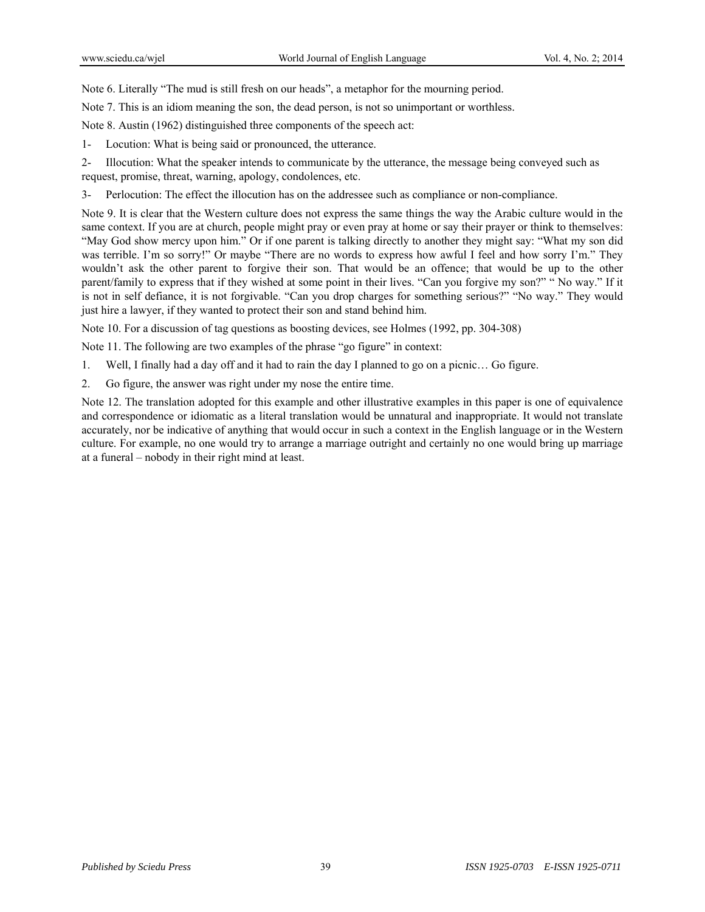Note 6. Literally "The mud is still fresh on our heads", a metaphor for the mourning period.

Note 7. This is an idiom meaning the son, the dead person, is not so unimportant or worthless.

Note 8. Austin (1962) distinguished three components of the speech act:

1- Locution: What is being said or pronounced, the utterance.

2- Illocution: What the speaker intends to communicate by the utterance, the message being conveyed such as request, promise, threat, warning, apology, condolences, etc.

3- Perlocution: The effect the illocution has on the addressee such as compliance or non-compliance.

Note 9. It is clear that the Western culture does not express the same things the way the Arabic culture would in the same context. If you are at church, people might pray or even pray at home or say their prayer or think to themselves: "May God show mercy upon him." Or if one parent is talking directly to another they might say: "What my son did was terrible. I'm so sorry!" Or maybe "There are no words to express how awful I feel and how sorry I'm." They wouldn't ask the other parent to forgive their son. That would be an offence; that would be up to the other parent/family to express that if they wished at some point in their lives. "Can you forgive my son?" " No way." If it is not in self defiance, it is not forgivable. "Can you drop charges for something serious?" "No way." They would just hire a lawyer, if they wanted to protect their son and stand behind him.

Note 10. For a discussion of tag questions as boosting devices, see Holmes (1992, pp. 304-308)

Note 11. The following are two examples of the phrase "go figure" in context:

1. Well, I finally had a day off and it had to rain the day I planned to go on a picnic… Go figure.
2. Go figure, the answer was right under my nose the entire time.

Note 12. The translation adopted for this example and other illustrative examples in this paper is one of equivalence and correspondence or idiomatic as a literal translation would be unnatural and inappropriate. It would not translate accurately, nor be indicative of anything that would occur in such a context in the English language or in the Western culture. For example, no one would try to arrange a marriage outright and certainly no one would bring up marriage at a funeral – nobody in their right mind at least.